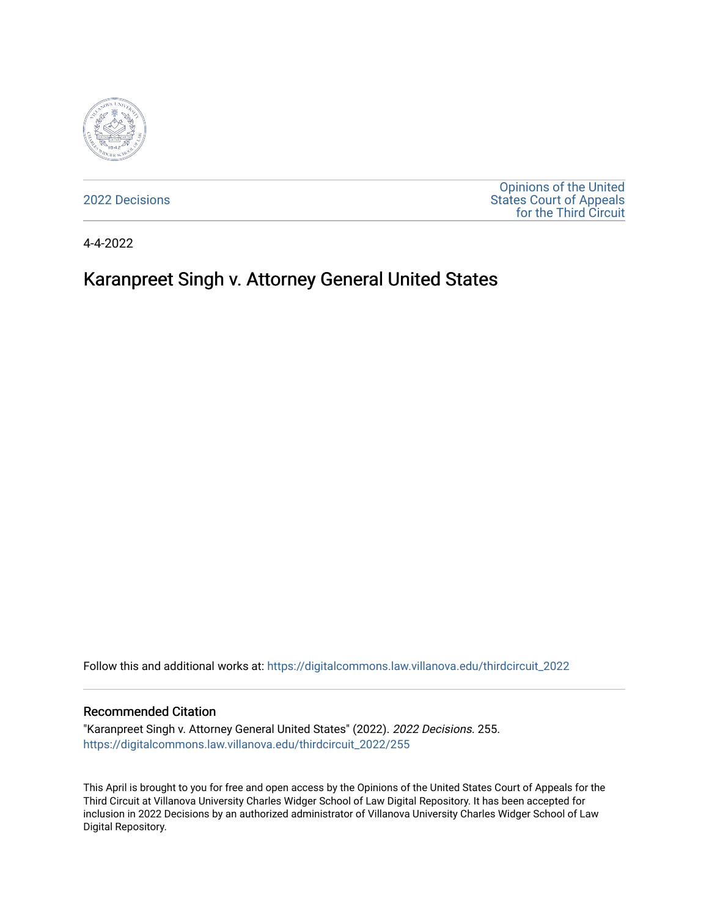2022 Decisions

Opinions of the United States Court of Appeals for the Third Circuit

4-4-2022

# Karanpreet Singh v. Attorney General United States

Follow this and additional works at: https://digitalcommons.law.villanova.edu/thirdcircuit_2022

## Recommended Citation

"Karanpreet Singh v. Attorney General United States" (2022). *2022 Decisions*. 255.
https://digitalcommons.law.villanova.edu/thirdcircuit_2022/255

This April is brought to you for free and open access by the Opinions of the United States Court of Appeals for the Third Circuit at Villanova University Charles Widger School of Law Digital Repository. It has been accepted for inclusion in 2022 Decisions by an authorized administrator of Villanova University Charles Widger School of Law Digital Repository.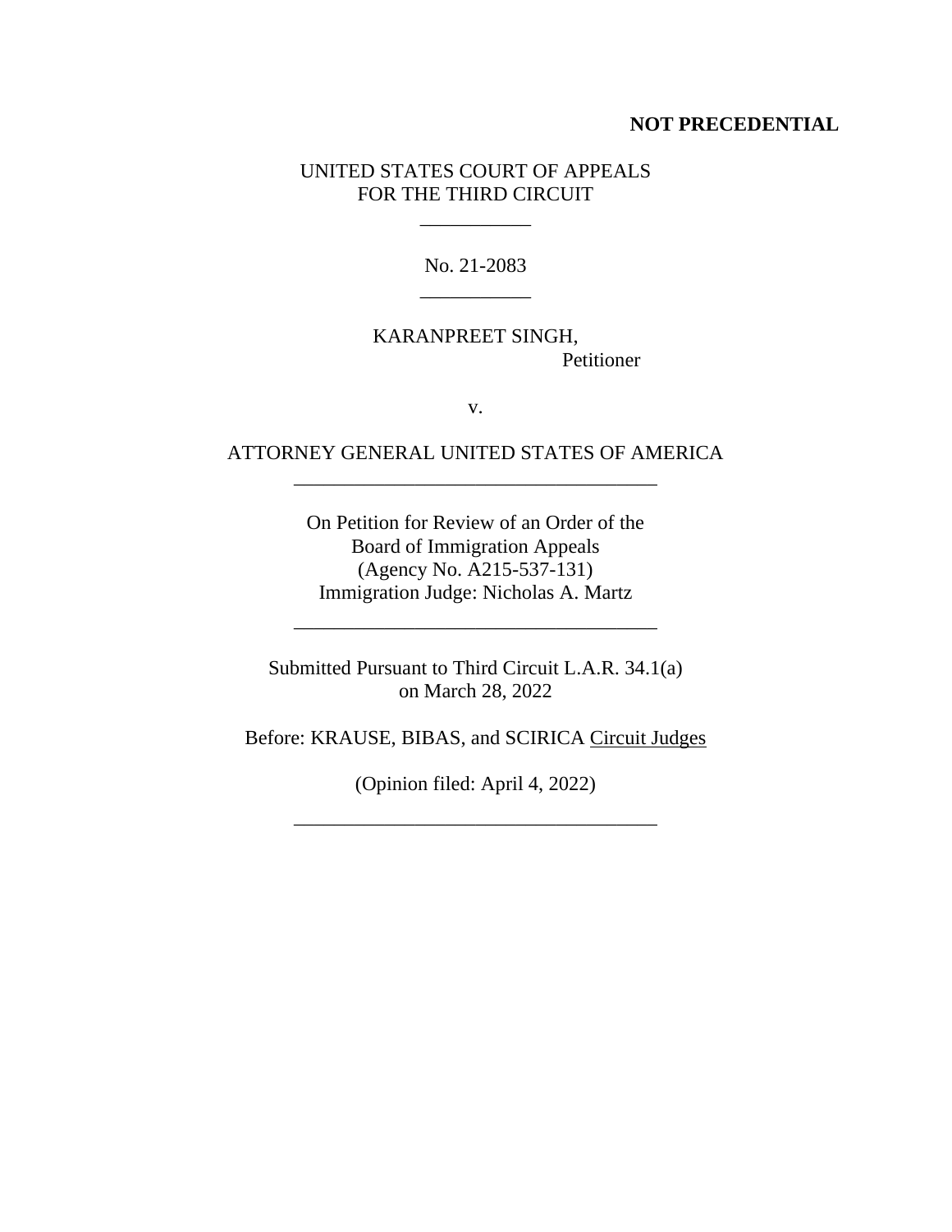**NOT PRECEDENTIAL**

UNITED STATES COURT OF APPEALS
FOR THE THIRD CIRCUIT

\_\_\_\_\_\_\_\_\_\_\_

No. 21-2083

\_\_\_\_\_\_\_\_\_\_\_

KARANPREET SINGH,
Petitioner

v.

ATTORNEY GENERAL UNITED STATES OF AMERICA

---

On Petition for Review of an Order of the
Board of Immigration Appeals
(Agency No. A215-537-131)
Immigration Judge: Nicholas A. Martz

---

Submitted Pursuant to Third Circuit L.A.R. 34.1(a)
on March 28, 2022

Before: KRAUSE, BIBAS, and SCIRICA Circuit Judges

(Opinion filed: April 4, 2022)

---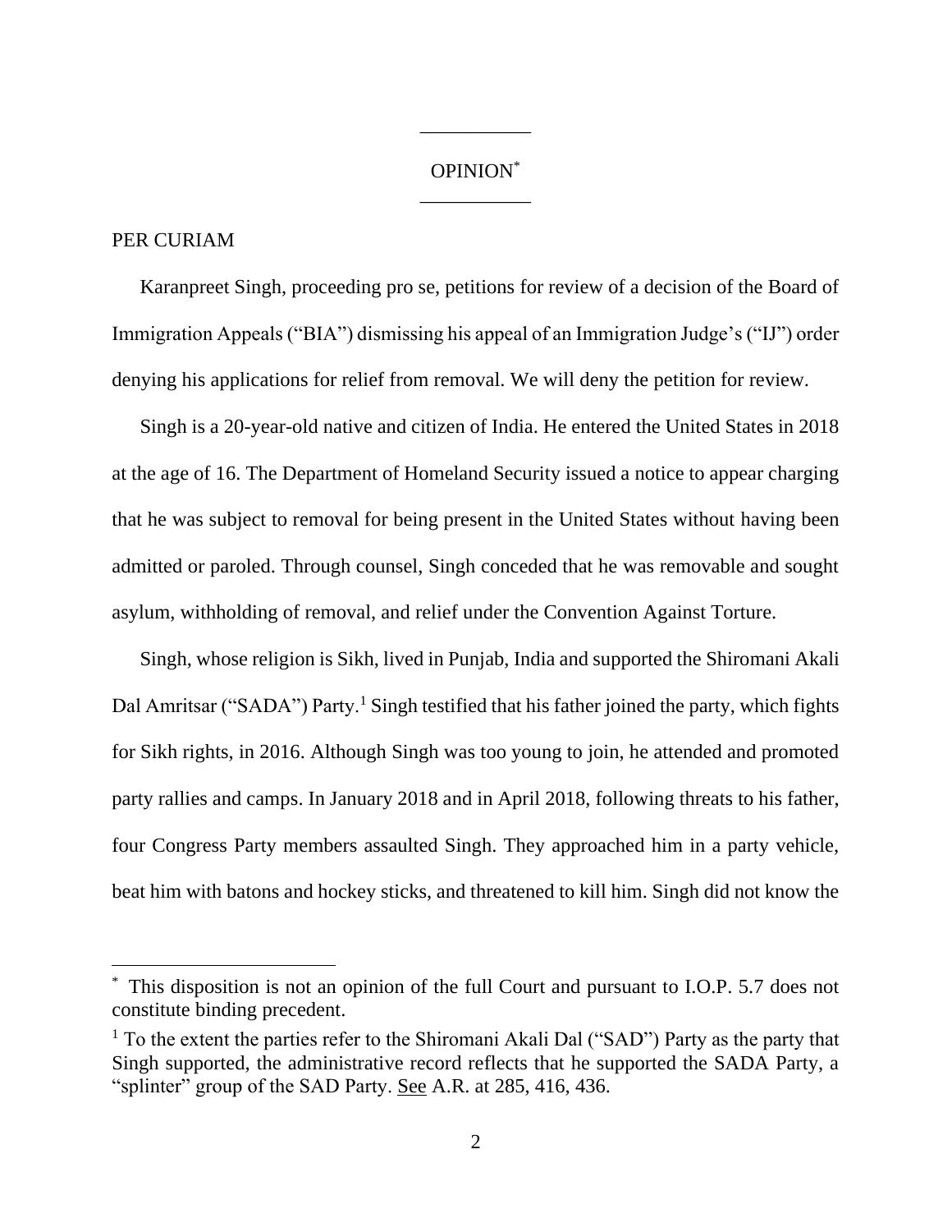OPINION[*]

PER CURIAM

Karanpreet Singh, proceeding pro se, petitions for review of a decision of the Board of Immigration Appeals ("BIA") dismissing his appeal of an Immigration Judge's ("IJ") order denying his applications for relief from removal. We will deny the petition for review.

Singh is a 20-year-old native and citizen of India. He entered the United States in 2018 at the age of 16. The Department of Homeland Security issued a notice to appear charging that he was subject to removal for being present in the United States without having been admitted or paroled. Through counsel, Singh conceded that he was removable and sought asylum, withholding of removal, and relief under the Convention Against Torture.

Singh, whose religion is Sikh, lived in Punjab, India and supported the Shiromani Akali Dal Amritsar ("SADA") Party.[1] Singh testified that his father joined the party, which fights for Sikh rights, in 2016. Although Singh was too young to join, he attended and promoted party rallies and camps. In January 2018 and in April 2018, following threats to his father, four Congress Party members assaulted Singh. They approached him in a party vehicle, beat him with batons and hockey sticks, and threatened to kill him. Singh did not know the

---

[*] This disposition is not an opinion of the full Court and pursuant to I.O.P. 5.7 does not constitute binding precedent.

[1] To the extent the parties refer to the Shiromani Akali Dal ("SAD") Party as the party that Singh supported, the administrative record reflects that he supported the SADA Party, a "splinter" group of the SAD Party. See A.R. at 285, 416, 436.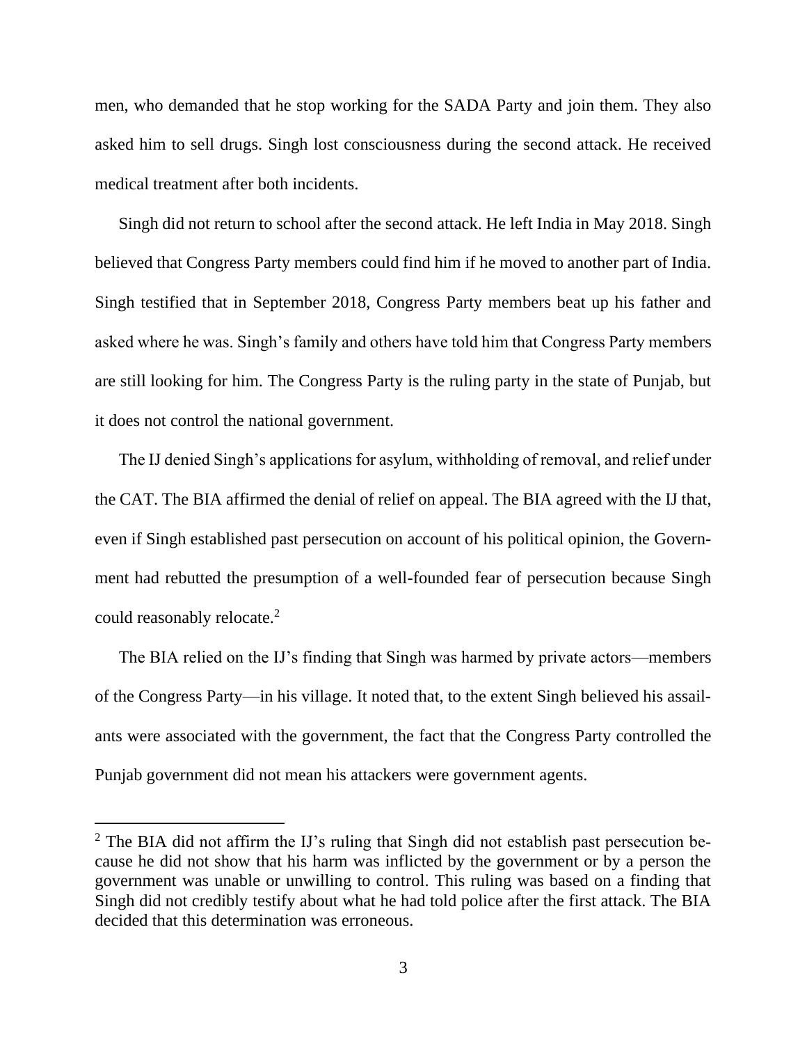men, who demanded that he stop working for the SADA Party and join them. They also asked him to sell drugs. Singh lost consciousness during the second attack. He received medical treatment after both incidents.

Singh did not return to school after the second attack. He left India in May 2018. Singh believed that Congress Party members could find him if he moved to another part of India. Singh testified that in September 2018, Congress Party members beat up his father and asked where he was. Singh's family and others have told him that Congress Party members are still looking for him. The Congress Party is the ruling party in the state of Punjab, but it does not control the national government.

The IJ denied Singh's applications for asylum, withholding of removal, and relief under the CAT. The BIA affirmed the denial of relief on appeal. The BIA agreed with the IJ that, even if Singh established past persecution on account of his political opinion, the Government had rebutted the presumption of a well-founded fear of persecution because Singh could reasonably relocate.[2]

The BIA relied on the IJ's finding that Singh was harmed by private actors—members of the Congress Party—in his village. It noted that, to the extent Singh believed his assailants were associated with the government, the fact that the Congress Party controlled the Punjab government did not mean his attackers were government agents.

---

[2] The BIA did not affirm the IJ's ruling that Singh did not establish past persecution because he did not show that his harm was inflicted by the government or by a person the government was unable or unwilling to control. This ruling was based on a finding that Singh did not credibly testify about what he had told police after the first attack. The BIA decided that this determination was erroneous.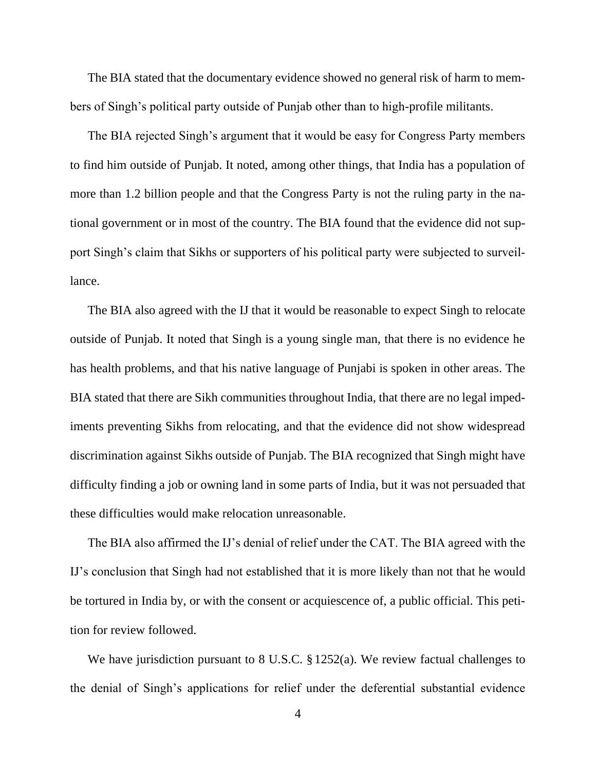The BIA stated that the documentary evidence showed no general risk of harm to members of Singh's political party outside of Punjab other than to high-profile militants.

The BIA rejected Singh's argument that it would be easy for Congress Party members to find him outside of Punjab. It noted, among other things, that India has a population of more than 1.2 billion people and that the Congress Party is not the ruling party in the national government or in most of the country. The BIA found that the evidence did not support Singh's claim that Sikhs or supporters of his political party were subjected to surveillance.

The BIA also agreed with the IJ that it would be reasonable to expect Singh to relocate outside of Punjab. It noted that Singh is a young single man, that there is no evidence he has health problems, and that his native language of Punjabi is spoken in other areas. The BIA stated that there are Sikh communities throughout India, that there are no legal impediments preventing Sikhs from relocating, and that the evidence did not show widespread discrimination against Sikhs outside of Punjab. The BIA recognized that Singh might have difficulty finding a job or owning land in some parts of India, but it was not persuaded that these difficulties would make relocation unreasonable.

The BIA also affirmed the IJ's denial of relief under the CAT. The BIA agreed with the IJ's conclusion that Singh had not established that it is more likely than not that he would be tortured in India by, or with the consent or acquiescence of, a public official. This petition for review followed.

We have jurisdiction pursuant to 8 U.S.C. § 1252(a). We review factual challenges to the denial of Singh's applications for relief under the deferential substantial evidence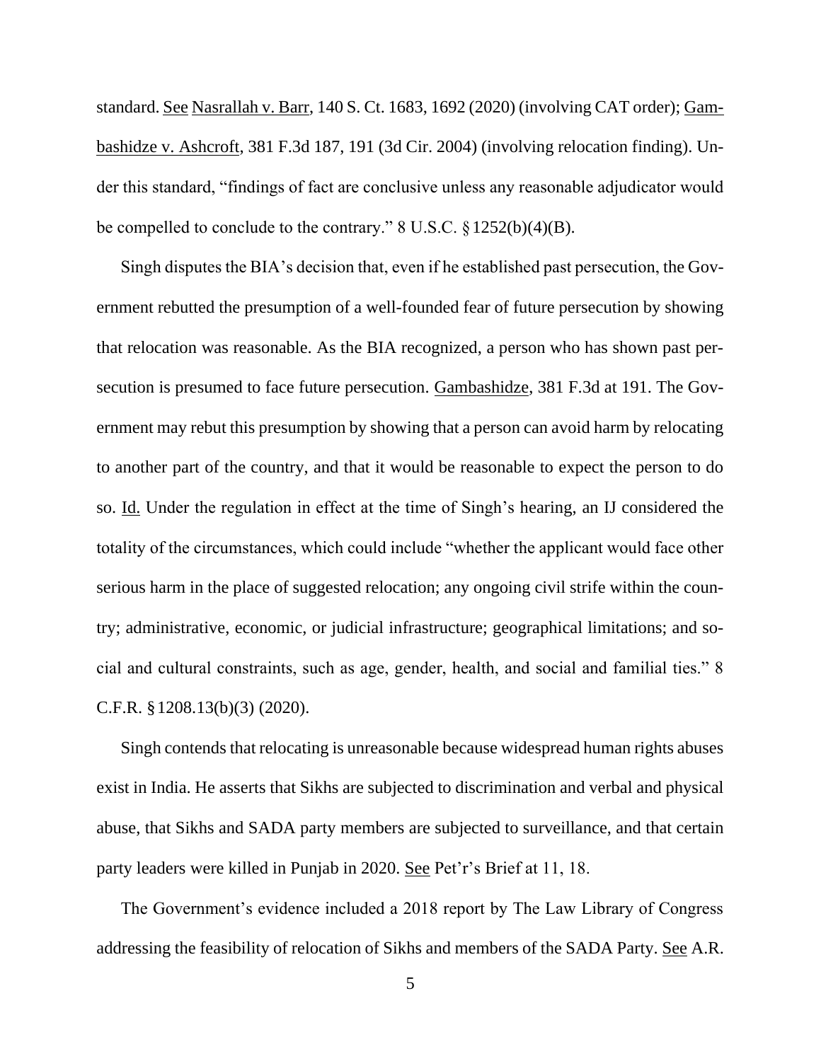standard. See Nasrallah v. Barr, 140 S. Ct. 1683, 1692 (2020) (involving CAT order); Gambashidze v. Ashcroft, 381 F.3d 187, 191 (3d Cir. 2004) (involving relocation finding). Under this standard, "findings of fact are conclusive unless any reasonable adjudicator would be compelled to conclude to the contrary." 8 U.S.C. § 1252(b)(4)(B).

Singh disputes the BIA's decision that, even if he established past persecution, the Government rebutted the presumption of a well-founded fear of future persecution by showing that relocation was reasonable. As the BIA recognized, a person who has shown past persecution is presumed to face future persecution. Gambashidze, 381 F.3d at 191. The Government may rebut this presumption by showing that a person can avoid harm by relocating to another part of the country, and that it would be reasonable to expect the person to do so. Id. Under the regulation in effect at the time of Singh's hearing, an IJ considered the totality of the circumstances, which could include "whether the applicant would face other serious harm in the place of suggested relocation; any ongoing civil strife within the country; administrative, economic, or judicial infrastructure; geographical limitations; and social and cultural constraints, such as age, gender, health, and social and familial ties." 8 C.F.R. § 1208.13(b)(3) (2020).

Singh contends that relocating is unreasonable because widespread human rights abuses exist in India. He asserts that Sikhs are subjected to discrimination and verbal and physical abuse, that Sikhs and SADA party members are subjected to surveillance, and that certain party leaders were killed in Punjab in 2020. See Pet'r's Brief at 11, 18.

The Government's evidence included a 2018 report by The Law Library of Congress addressing the feasibility of relocation of Sikhs and members of the SADA Party. See A.R.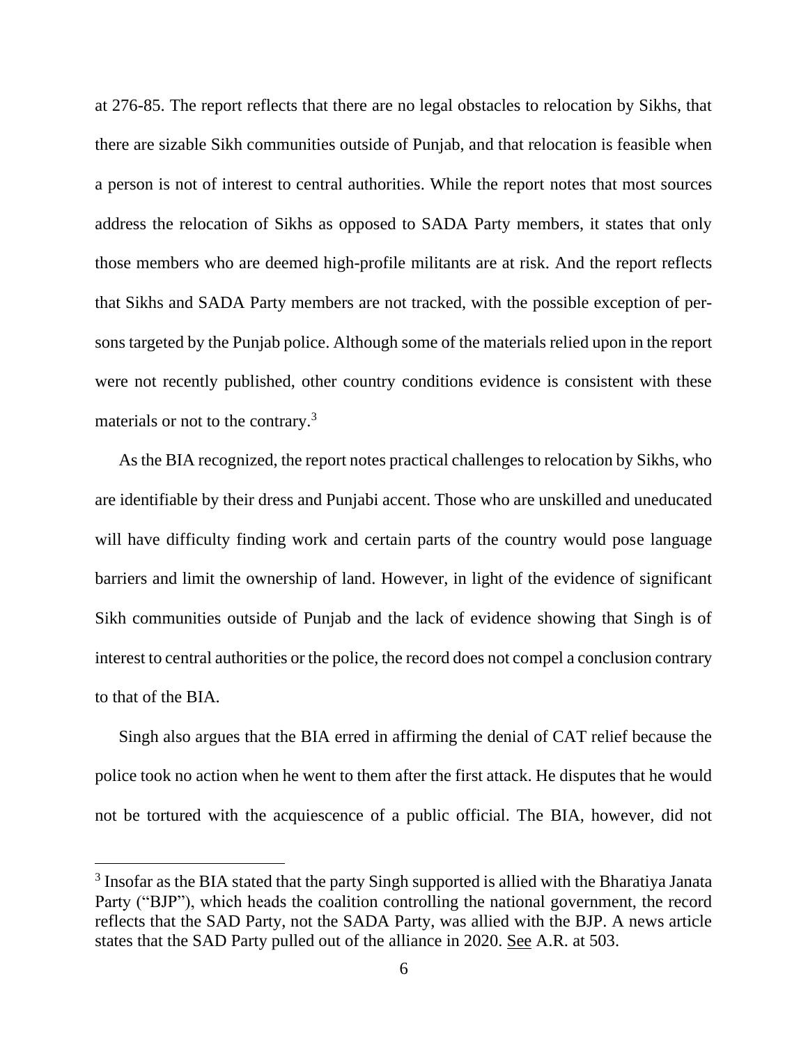at 276-85. The report reflects that there are no legal obstacles to relocation by Sikhs, that there are sizable Sikh communities outside of Punjab, and that relocation is feasible when a person is not of interest to central authorities. While the report notes that most sources address the relocation of Sikhs as opposed to SADA Party members, it states that only those members who are deemed high-profile militants are at risk. And the report reflects that Sikhs and SADA Party members are not tracked, with the possible exception of persons targeted by the Punjab police. Although some of the materials relied upon in the report were not recently published, other country conditions evidence is consistent with these materials or not to the contrary.[3]

As the BIA recognized, the report notes practical challenges to relocation by Sikhs, who are identifiable by their dress and Punjabi accent. Those who are unskilled and uneducated will have difficulty finding work and certain parts of the country would pose language barriers and limit the ownership of land. However, in light of the evidence of significant Sikh communities outside of Punjab and the lack of evidence showing that Singh is of interest to central authorities or the police, the record does not compel a conclusion contrary to that of the BIA.

Singh also argues that the BIA erred in affirming the denial of CAT relief because the police took no action when he went to them after the first attack. He disputes that he would not be tortured with the acquiescence of a public official. The BIA, however, did not

[3] Insofar as the BIA stated that the party Singh supported is allied with the Bharatiya Janata Party ("BJP"), which heads the coalition controlling the national government, the record reflects that the SAD Party, not the SADA Party, was allied with the BJP. A news article states that the SAD Party pulled out of the alliance in 2020. See A.R. at 503.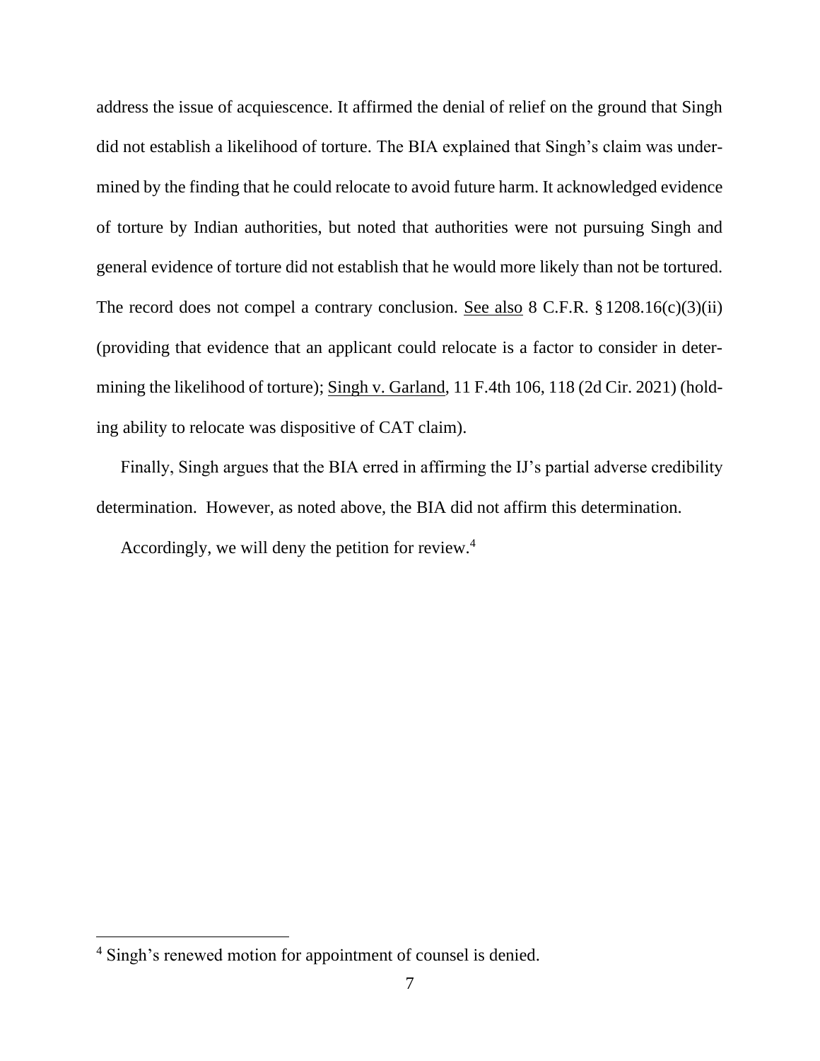address the issue of acquiescence. It affirmed the denial of relief on the ground that Singh did not establish a likelihood of torture. The BIA explained that Singh's claim was undermined by the finding that he could relocate to avoid future harm. It acknowledged evidence of torture by Indian authorities, but noted that authorities were not pursuing Singh and general evidence of torture did not establish that he would more likely than not be tortured. The record does not compel a contrary conclusion. See also 8 C.F.R. § 1208.16(c)(3)(ii) (providing that evidence that an applicant could relocate is a factor to consider in determining the likelihood of torture); Singh v. Garland, 11 F.4th 106, 118 (2d Cir. 2021) (holding ability to relocate was dispositive of CAT claim).

Finally, Singh argues that the BIA erred in affirming the IJ's partial adverse credibility determination. However, as noted above, the BIA did not affirm this determination.

Accordingly, we will deny the petition for review.[4]

---

[4] Singh's renewed motion for appointment of counsel is denied.